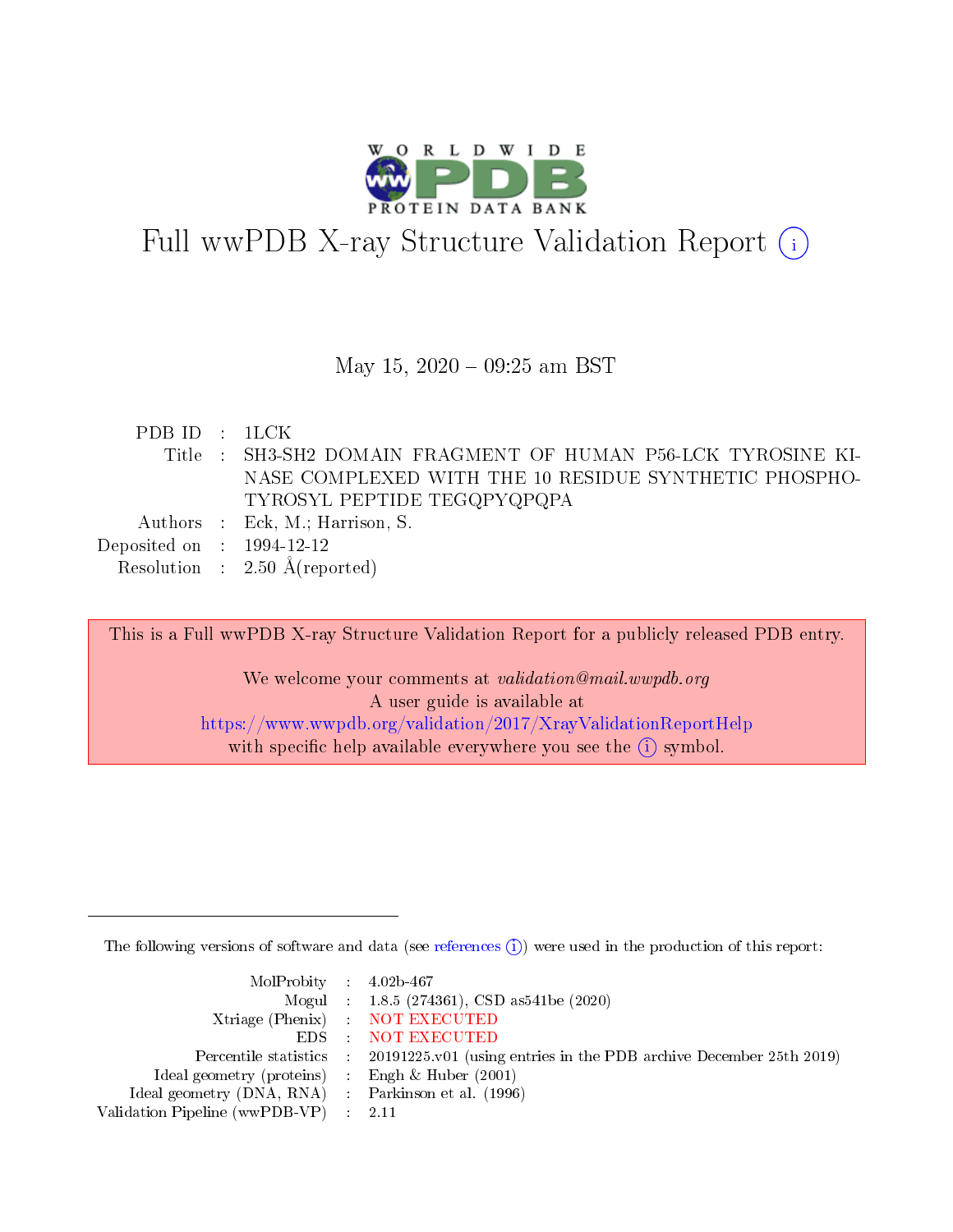# Full wwPDB X-ray Structure Validation Report (i)

May 15, 2020 – 09:25 am BST

| | | |
|---|---|---|
| PDB ID | : | 1LCK |
| Title | : | SH3-SH2 DOMAIN FRAGMENT OF HUMAN P56-LCK TYROSINE KINASE COMPLEXED WITH THE 10 RESIDUE SYNTHETIC PHOSPHOTYROSYL PEPTIDE TEGQPYQPQPA |
| Authors | : | Eck, M.; Harrison, S. |
| Deposited on | : | 1994-12-12 |
| Resolution | : | 2.50 Å(reported) |

This is a Full wwPDB X-ray Structure Validation Report for a publicly released PDB entry.

We welcome your comments at *validation@mail.wwpdb.org*
A user guide is available at
https://www.wwpdb.org/validation/2017/XrayValidationReportHelp
with specific help available everywhere you see the (i) symbol.

---

The following versions of software and data (see references (i)) were used in the production of this report:

| | | |
|---|---|---|
| MolProbity | : | 4.02b-467 |
| Mogul | : | 1.8.5 (274361), CSD as541be (2020) |
| Xtriage (Phenix) | : | NOT EXECUTED |
| EDS | : | NOT EXECUTED |
| Percentile statistics | : | 20191225.v01 (using entries in the PDB archive December 25th 2019) |
| Ideal geometry (proteins) | : | Engh & Huber (2001) |
| Ideal geometry (DNA, RNA) | : | Parkinson et al. (1996) |
| Validation Pipeline (wwPDB-VP) | : | 2.11 |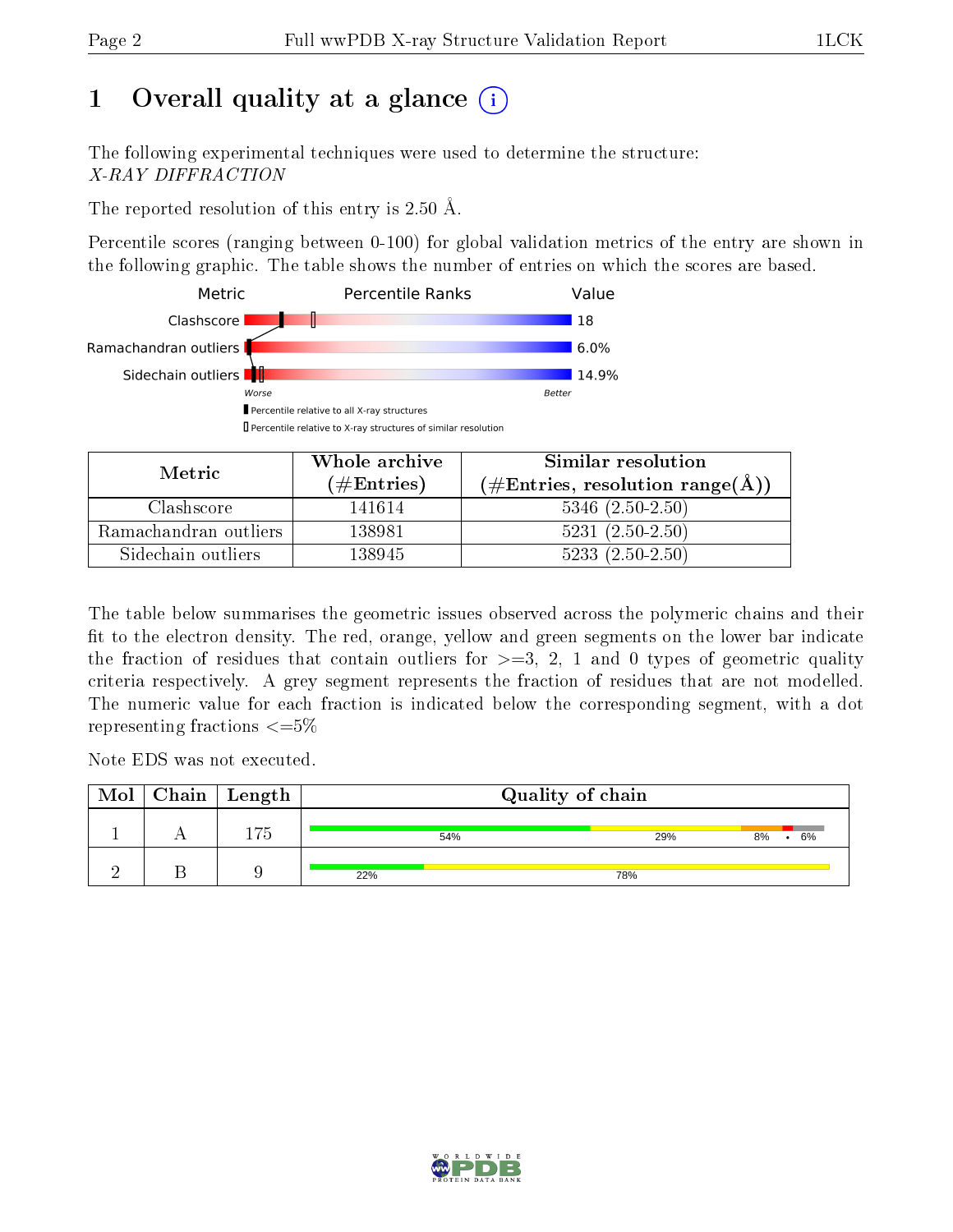# 1 Overall quality at a glance

The following experimental techniques were used to determine the structure:
*X-RAY DIFFRACTION*

The reported resolution of this entry is 2.50 Å.

Percentile scores (ranging between 0-100) for global validation metrics of the entry are shown in the following graphic. The table shows the number of entries on which the scores are based.

| Metric | Value |
|---|---|
| Clashscore | 18 |
| Ramachandran outliers | 6.0% |
| Sidechain outliers | 14.9% |

| Metric | Whole archive (#Entries) | Similar resolution (#Entries, resolution range(Å)) |
|---|---|---|
| Clashscore | 141614 | 5346 (2.50-2.50) |
| Ramachandran outliers | 138981 | 5231 (2.50-2.50) |
| Sidechain outliers | 138945 | 5233 (2.50-2.50) |

The table below summarises the geometric issues observed across the polymeric chains and their fit to the electron density. The red, orange, yellow and green segments on the lower bar indicate the fraction of residues that contain outliers for >=3, 2, 1 and 0 types of geometric quality criteria respectively. A grey segment represents the fraction of residues that are not modelled. The numeric value for each fraction is indicated below the corresponding segment, with a dot representing fractions <=5%

Note EDS was not executed.

| Mol | Chain | Length | Quality of chain |
|---|---|---|---|
| 1 | A | 175 | 54% 29% 8% • 6% |
| 2 | B | 9 | 22% 78% |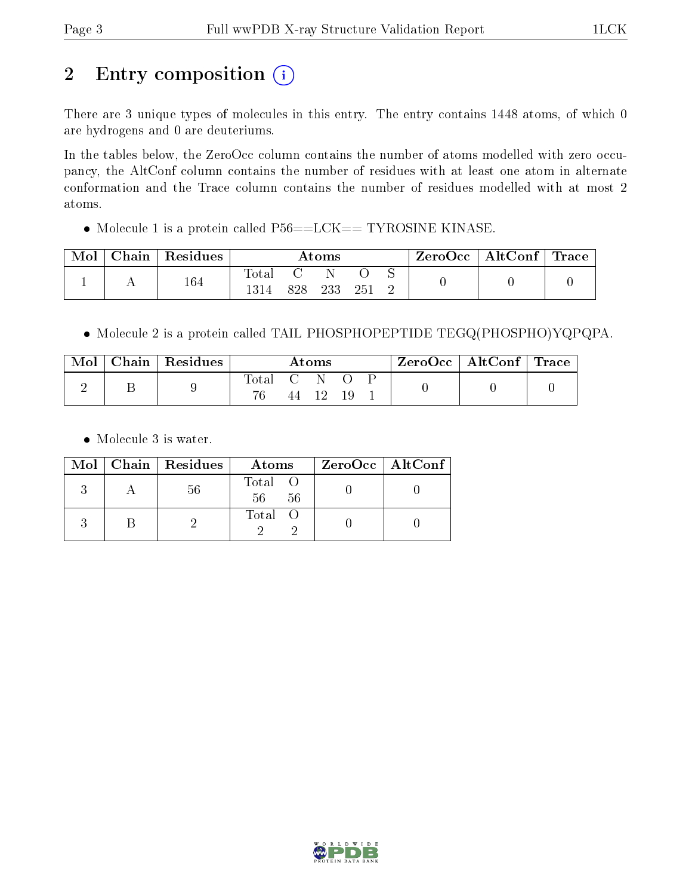# 2 Entry composition

There are 3 unique types of molecules in this entry. The entry contains 1448 atoms, of which 0 are hydrogens and 0 are deuteriums.

In the tables below, the ZeroOcc column contains the number of atoms modelled with zero occupancy, the AltConf column contains the number of residues with at least one atom in alternate conformation and the Trace column contains the number of residues modelled with at most 2 atoms.

- Molecule 1 is a protein called P56==LCK== TYROSINE KINASE.

| Mol | Chain | Residues | Atoms | | | | | ZeroOcc | AltConf | Trace |
|---|---|---|---|---|---|---|---|---|---|---|
| 1 | A | 164 | Total 1314 | C 828 | N 233 | O 251 | S 2 | 0 | 0 | 0 |

- Molecule 2 is a protein called TAIL PHOSPHOPEPTIDE TEGQ(PHOSPHO)YQPQPA.

| Mol | Chain | Residues | Atoms | | | | | ZeroOcc | AltConf | Trace |
|---|---|---|---|---|---|---|---|---|---|---|
| 2 | B | 9 | Total 76 | C 44 | N 12 | O 19 | P 1 | 0 | 0 | 0 |

- Molecule 3 is water.

| Mol | Chain | Residues | Atoms | | ZeroOcc | AltConf |
|---|---|---|---|---|---|---|
| 3 | A | 56 | Total 56 | O 56 | 0 | 0 |
| 3 | B | 2 | Total 2 | O 2 | 0 | 0 |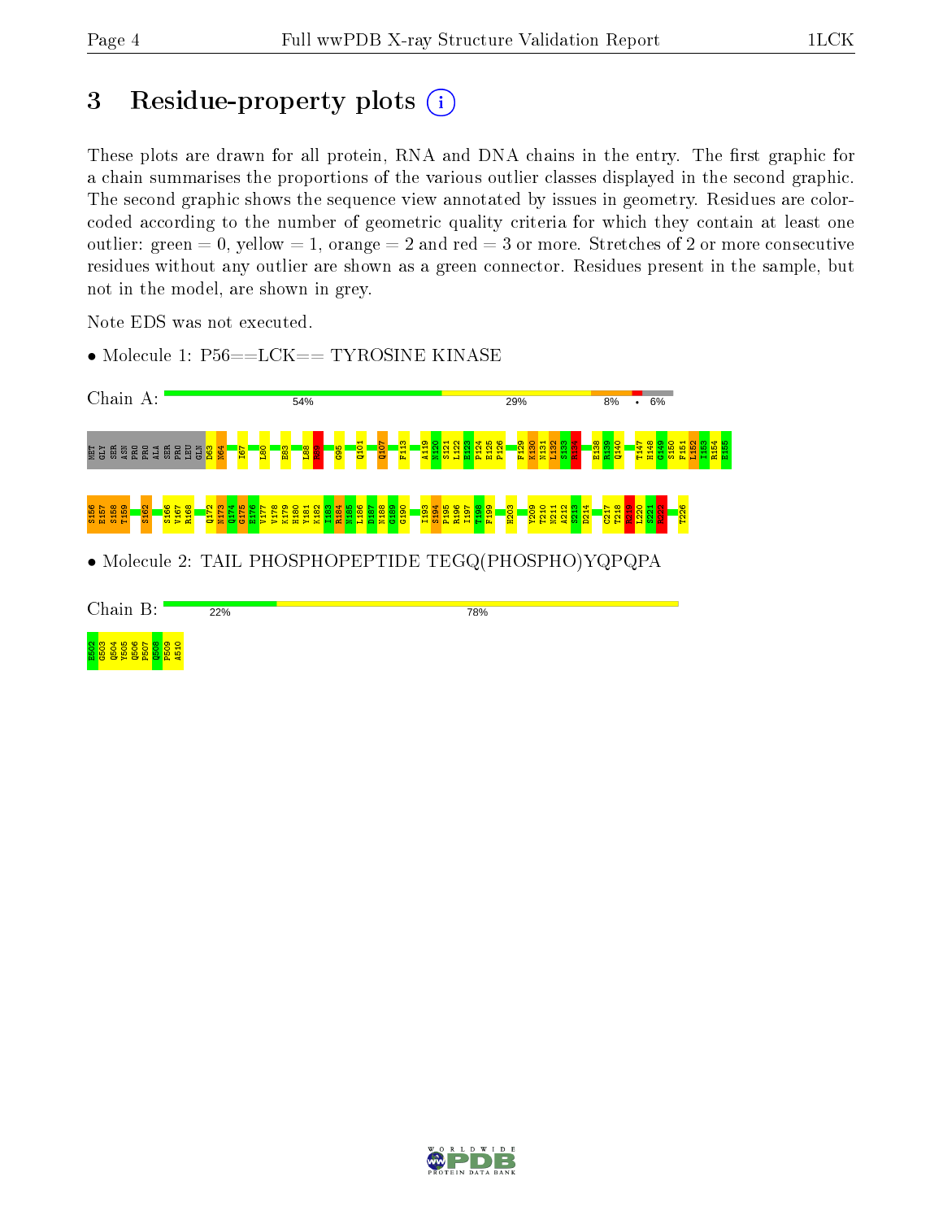# 3 Residue-property plots

These plots are drawn for all protein, RNA and DNA chains in the entry. The first graphic for a chain summarises the proportions of the various outlier classes displayed in the second graphic. The second graphic shows the sequence view annotated by issues in geometry. Residues are color-coded according to the number of geometric quality criteria for which they contain at least one outlier: green = 0, yellow = 1, orange = 2 and red = 3 or more. Stretches of 2 or more consecutive residues without any outlier are shown as a green connector. Residues present in the sample, but not in the model, are shown in grey.

Note EDS was not executed.

- Molecule 1: P56==LCK== TYROSINE KINASE

Chain A: 54% 29% 8% • 6%

MET GLY SER ASN PRO PRO ALA SER PRO LEU GLN D63 N64 I67 L80 E83 L88 N89 G95 Q101 Q107 F113 A119 N120 S121 L122 E123 P124 E125 P126 F129 K130 N131 L132 S133 H134 E138 R139 Q140 T147 H148 G149 S150 F151 L152 I153 R154 E155 S156 E157 S158 T159 S162 S166 V167 R168 Q172 N173 Q174 G175 E176 V177 V178 K179 H180 Y181 K182 I183 R184 N185 L186 D187 N188 G189 G190 I193 S194 P195 R196 I197 T198 F199 H203 Y209 T210 N211 A212 S213 D214 C217 T218 K219 L220 S221 K222 T226

- Molecule 2: TAIL PHOSPHOPEPTIDE TEGQ(PHOSPHO)YQPQPA

Chain B: 22% 78%

E502 G503 Q504 Y505 Q506 P507 Q508 P509 A510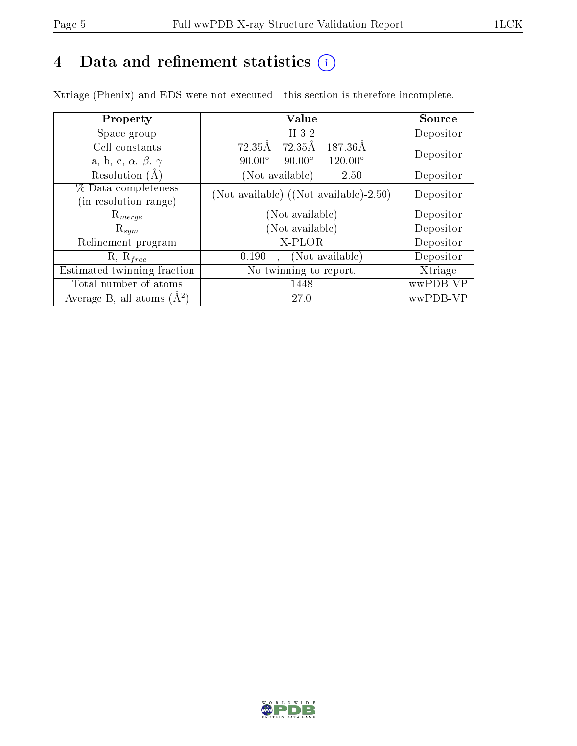# 4 Data and refinement statistics (i)

Xtriage (Phenix) and EDS were not executed - this section is therefore incomplete.

| Property | Value | Source |
|---|---|---|
| Space group | H 3 2 | Depositor |
| Cell constants<br>a, b, c, $\alpha$, $\beta$, $\gamma$ | 72.35Å 72.35Å 187.36Å<br>90.00° 90.00° 120.00° | Depositor |
| Resolution (Å) | (Not available) – 2.50 | Depositor |
| % Data completeness<br>(in resolution range) | (Not available) ((Not available)-2.50) | Depositor |
| $R_{merge}$ | (Not available) | Depositor |
| $R_{sym}$ | (Not available) | Depositor |
| Refinement program | X-PLOR | Depositor |
| R, $R_{free}$ | 0.190 , (Not available) | Depositor |
| Estimated twinning fraction | No twinning to report. | Xtriage |
| Total number of atoms | 1448 | wwPDB-VP |
| Average B, all atoms (Å$^2$) | 27.0 | wwPDB-VP |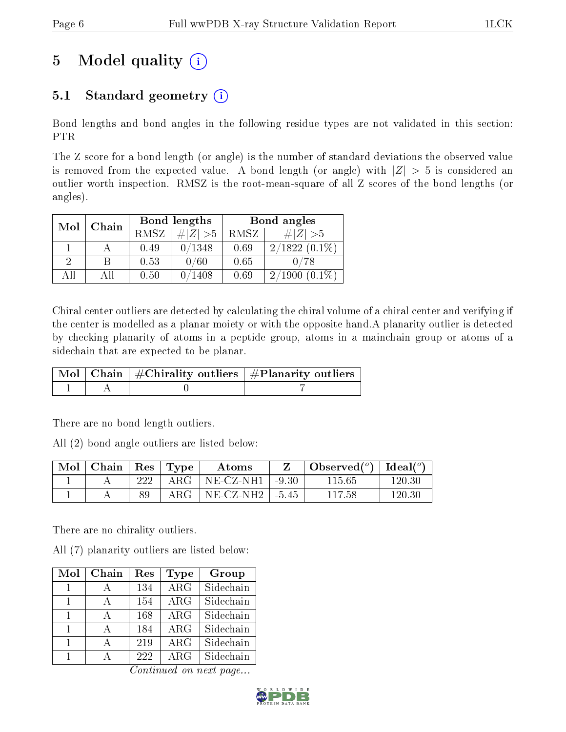# 5 Model quality (i)

## 5.1 Standard geometry (i)

Bond lengths and bond angles in the following residue types are not validated in this section: PTR

The Z score for a bond length (or angle) is the number of standard deviations the observed value is removed from the expected value. A bond length (or angle) with $|Z| > 5$ is considered an outlier worth inspection. RMSZ is the root-mean-square of all Z scores of the bond lengths (or angles).

| Mol | Chain | Bond lengths | | Bond angles | |
|---|---|---|---|---|---|
| | | RMSZ | #\|Z\| >5 | RMSZ | #\|Z\| >5 |
| 1 | A | 0.49 | 0/1348 | 0.69 | 2/1822 (0.1%) |
| 2 | B | 0.53 | 0/60 | 0.65 | 0/78 |
| All | All | 0.50 | 0/1408 | 0.69 | 2/1900 (0.1%) |

Chiral center outliers are detected by calculating the chiral volume of a chiral center and verifying if the center is modelled as a planar moiety or with the opposite hand.A planarity outlier is detected by checking planarity of atoms in a peptide group, atoms in a mainchain group or atoms of a sidechain that are expected to be planar.

| Mol | Chain | #Chirality outliers | #Planarity outliers |
|---|---|---|---|
| 1 | A | 0 | 7 |

There are no bond length outliers.

All (2) bond angle outliers are listed below:

| Mol | Chain | Res | Type | Atoms | Z | Observed(°) | Ideal(°) |
|---|---|---|---|---|---|---|---|
| 1 | A | 222 | ARG | NE-CZ-NH1 | -9.30 | 115.65 | 120.30 |
| 1 | A | 89 | ARG | NE-CZ-NH2 | -5.45 | 117.58 | 120.30 |

There are no chirality outliers.

All (7) planarity outliers are listed below:

| Mol | Chain | Res | Type | Group |
|---|---|---|---|---|
| 1 | A | 134 | ARG | Sidechain |
| 1 | A | 154 | ARG | Sidechain |
| 1 | A | 168 | ARG | Sidechain |
| 1 | A | 184 | ARG | Sidechain |
| 1 | A | 219 | ARG | Sidechain |
| 1 | A | 222 | ARG | Sidechain |

*Continued on next page...*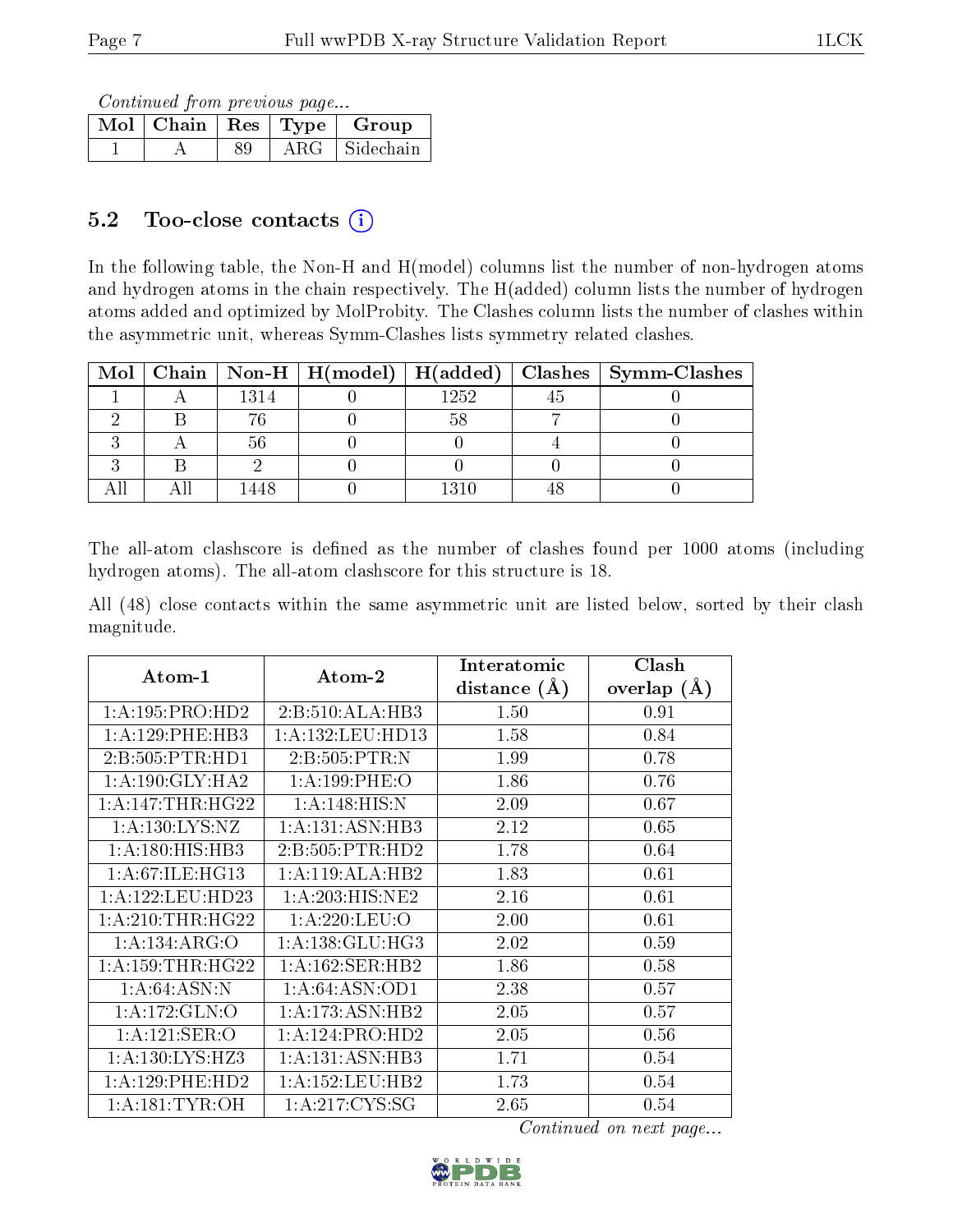*Continued from previous page...*

| Mol | Chain | Res | Type | Group |
|---|---|---|---|---|
| 1 | A | 89 | ARG | Sidechain |

## 5.2 Too-close contacts (i)

In the following table, the Non-H and H(model) columns list the number of non-hydrogen atoms and hydrogen atoms in the chain respectively. The H(added) column lists the number of hydrogen atoms added and optimized by MolProbity. The Clashes column lists the number of clashes within the asymmetric unit, whereas Symm-Clashes lists symmetry related clashes.

| Mol | Chain | Non-H | H(model) | H(added) | Clashes | Symm-Clashes |
|---|---|---|---|---|---|---|
| 1 | A | 1314 | 0 | 1252 | 45 | 0 |
| 2 | B | 76 | 0 | 58 | 7 | 0 |
| 3 | A | 56 | 0 | 0 | 4 | 0 |
| 3 | B | 2 | 0 | 0 | 0 | 0 |
| All | All | 1448 | 0 | 1310 | 48 | 0 |

The all-atom clashscore is defined as the number of clashes found per 1000 atoms (including hydrogen atoms). The all-atom clashscore for this structure is 18.

All (48) close contacts within the same asymmetric unit are listed below, sorted by their clash magnitude.

| Atom-1 | Atom-2 | Interatomic distance (Å) | Clash overlap (Å) |
|---|---|---|---|
| 1:A:195:PRO:HD2 | 2:B:510:ALA:HB3 | 1.50 | 0.91 |
| 1:A:129:PHE:HB3 | 1:A:132:LEU:HD13 | 1.58 | 0.84 |
| 2:B:505:PTR:HD1 | 2:B:505:PTR:N | 1.99 | 0.78 |
| 1:A:190:GLY:HA2 | 1:A:199:PHE:O | 1.86 | 0.76 |
| 1:A:147:THR:HG22 | 1:A:148:HIS:N | 2.09 | 0.67 |
| 1:A:130:LYS:NZ | 1:A:131:ASN:HB3 | 2.12 | 0.65 |
| 1:A:180:HIS:HB3 | 2:B:505:PTR:HD2 | 1.78 | 0.64 |
| 1:A:67:ILE:HG13 | 1:A:119:ALA:HB2 | 1.83 | 0.61 |
| 1:A:122:LEU:HD23 | 1:A:203:HIS:NE2 | 2.16 | 0.61 |
| 1:A:210:THR:HG22 | 1:A:220:LEU:O | 2.00 | 0.61 |
| 1:A:134:ARG:O | 1:A:138:GLU:HG3 | 2.02 | 0.59 |
| 1:A:159:THR:HG22 | 1:A:162:SER:HB2 | 1.86 | 0.58 |
| 1:A:64:ASN:N | 1:A:64:ASN:OD1 | 2.38 | 0.57 |
| 1:A:172:GLN:O | 1:A:173:ASN:HB2 | 2.05 | 0.57 |
| 1:A:121:SER:O | 1:A:124:PRO:HD2 | 2.05 | 0.56 |
| 1:A:130:LYS:HZ3 | 1:A:131:ASN:HB3 | 1.71 | 0.54 |
| 1:A:129:PHE:HD2 | 1:A:152:LEU:HB2 | 1.73 | 0.54 |
| 1:A:181:TYR:OH | 1:A:217:CYS:SG | 2.65 | 0.54 |

*Continued on next page...*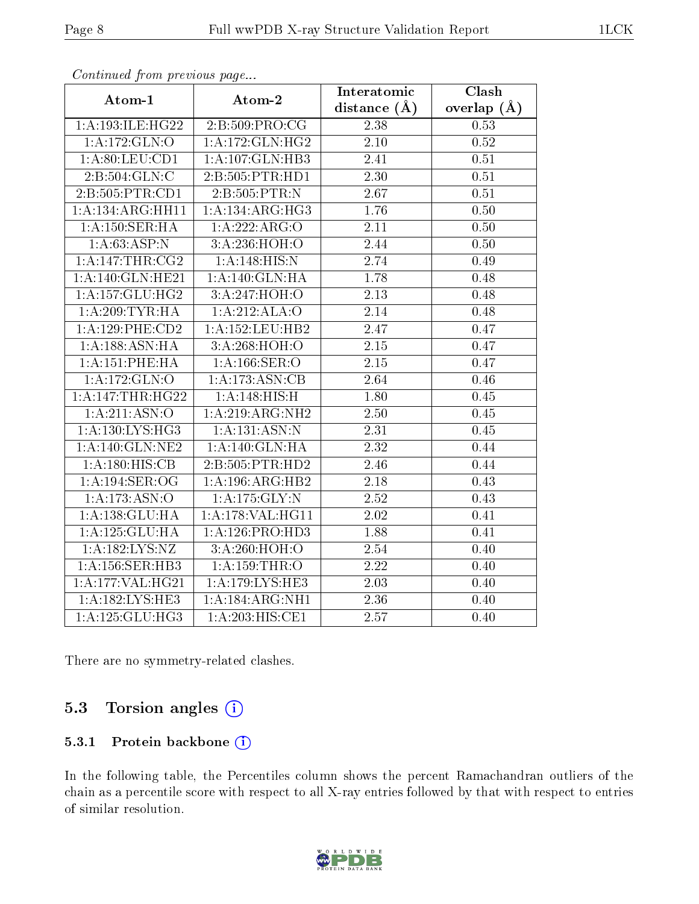*Continued from previous page...*

| Atom-1 | Atom-2 | Interatomic distance (Å) | Clash overlap (Å) |
|---|---|---|---|
| 1:A:193:ILE:HG22 | 2:B:509:PRO:CG | 2.38 | 0.53 |
| 1:A:172:GLN:O | 1:A:172:GLN:HG2 | 2.10 | 0.52 |
| 1:A:80:LEU:CD1 | 1:A:107:GLN:HB3 | 2.41 | 0.51 |
| 2:B:504:GLN:C | 2:B:505:PTR:HD1 | 2.30 | 0.51 |
| 2:B:505:PTR:CD1 | 2:B:505:PTR:N | 2.67 | 0.51 |
| 1:A:134:ARG:HH11 | 1:A:134:ARG:HG3 | 1.76 | 0.50 |
| 1:A:150:SER:HA | 1:A:222:ARG:O | 2.11 | 0.50 |
| 1:A:63:ASP:N | 3:A:236:HOH:O | 2.44 | 0.50 |
| 1:A:147:THR:CG2 | 1:A:148:HIS:N | 2.74 | 0.49 |
| 1:A:140:GLN:HE21 | 1:A:140:GLN:HA | 1.78 | 0.48 |
| 1:A:157:GLU:HG2 | 3:A:247:HOH:O | 2.13 | 0.48 |
| 1:A:209:TYR:HA | 1:A:212:ALA:O | 2.14 | 0.48 |
| 1:A:129:PHE:CD2 | 1:A:152:LEU:HB2 | 2.47 | 0.47 |
| 1:A:188:ASN:HA | 3:A:268:HOH:O | 2.15 | 0.47 |
| 1:A:151:PHE:HA | 1:A:166:SER:O | 2.15 | 0.47 |
| 1:A:172:GLN:O | 1:A:173:ASN:CB | 2.64 | 0.46 |
| 1:A:147:THR:HG22 | 1:A:148:HIS:H | 1.80 | 0.45 |
| 1:A:211:ASN:O | 1:A:219:ARG:NH2 | 2.50 | 0.45 |
| 1:A:130:LYS:HG3 | 1:A:131:ASN:N | 2.31 | 0.45 |
| 1:A:140:GLN:NE2 | 1:A:140:GLN:HA | 2.32 | 0.44 |
| 1:A:180:HIS:CB | 2:B:505:PTR:HD2 | 2.46 | 0.44 |
| 1:A:194:SER:OG | 1:A:196:ARG:HB2 | 2.18 | 0.43 |
| 1:A:173:ASN:O | 1:A:175:GLY:N | 2.52 | 0.43 |
| 1:A:138:GLU:HA | 1:A:178:VAL:HG11 | 2.02 | 0.41 |
| 1:A:125:GLU:HA | 1:A:126:PRO:HD3 | 1.88 | 0.41 |
| 1:A:182:LYS:NZ | 3:A:260:HOH:O | 2.54 | 0.40 |
| 1:A:156:SER:HB3 | 1:A:159:THR:O | 2.22 | 0.40 |
| 1:A:177:VAL:HG21 | 1:A:179:LYS:HE3 | 2.03 | 0.40 |
| 1:A:182:LYS:HE3 | 1:A:184:ARG:NH1 | 2.36 | 0.40 |
| 1:A:125:GLU:HG3 | 1:A:203:HIS:CE1 | 2.57 | 0.40 |

There are no symmetry-related clashes.

## 5.3 Torsion angles

### 5.3.1 Protein backbone

In the following table, the Percentiles column shows the percent Ramachandran outliers of the chain as a percentile score with respect to all X-ray entries followed by that with respect to entries of similar resolution.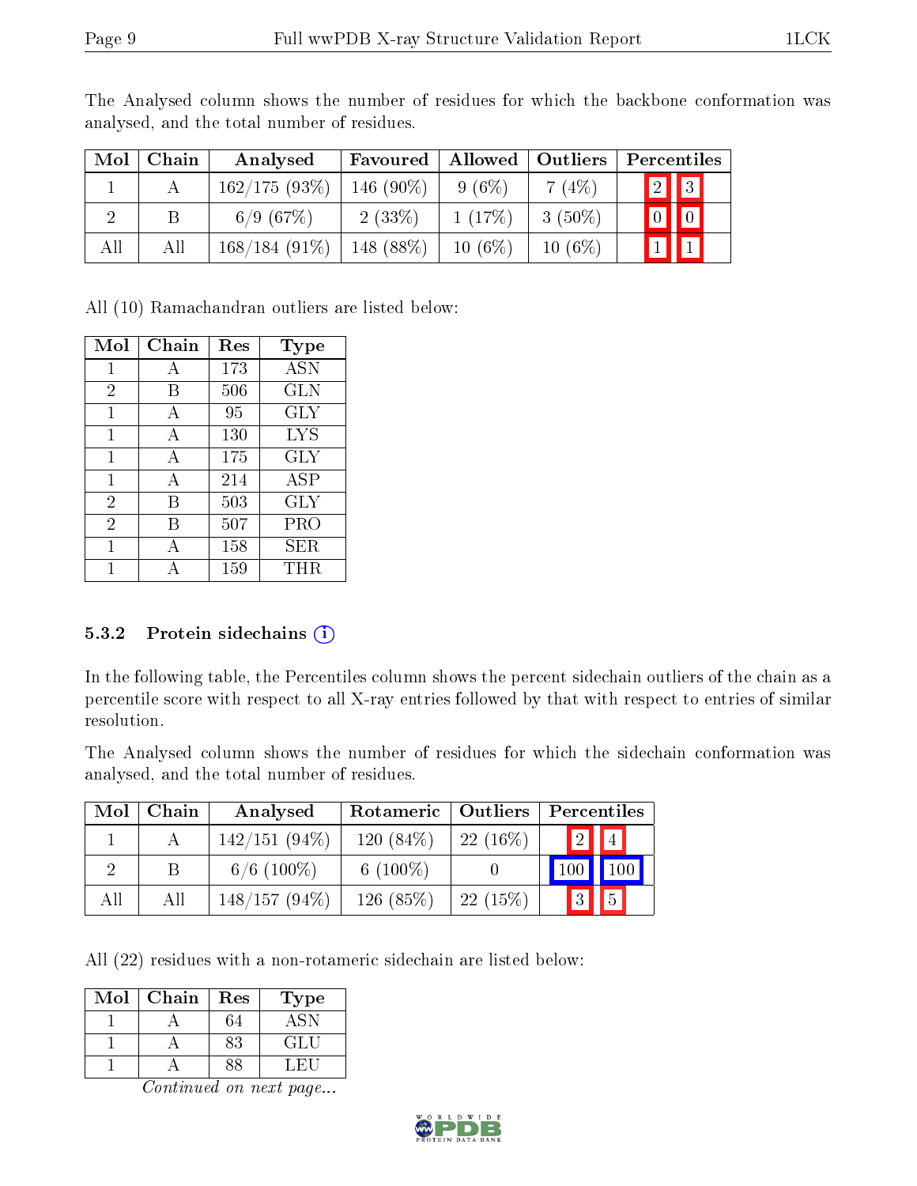The Analysed column shows the number of residues for which the backbone conformation was analysed, and the total number of residues.

| Mol | Chain | Analysed | Favoured | Allowed | Outliers | Percentiles | |
|---|---|---|---|---|---|---|---|
| 1 | A | 162/175 (93%) | 146 (90%) | 9 (6%) | 7 (4%) | 2 | 3 |
| 2 | B | 6/9 (67%) | 2 (33%) | 1 (17%) | 3 (50%) | 0 | 0 |
| All | All | 168/184 (91%) | 148 (88%) | 10 (6%) | 10 (6%) | 1 | 1 |

All (10) Ramachandran outliers are listed below:

| Mol | Chain | Res | Type |
|---|---|---|---|
| 1 | A | 173 | ASN |
| 2 | B | 506 | GLN |
| 1 | A | 95 | GLY |
| 1 | A | 130 | LYS |
| 1 | A | 175 | GLY |
| 1 | A | 214 | ASP |
| 2 | B | 503 | GLY |
| 2 | B | 507 | PRO |
| 1 | A | 158 | SER |
| 1 | A | 159 | THR |

### 5.3.2 Protein sidechains

In the following table, the Percentiles column shows the percent sidechain outliers of the chain as a percentile score with respect to all X-ray entries followed by that with respect to entries of similar resolution.

The Analysed column shows the number of residues for which the sidechain conformation was analysed, and the total number of residues.

| Mol | Chain | Analysed | Rotameric | Outliers | Percentiles | |
|---|---|---|---|---|---|---|
| 1 | A | 142/151 (94%) | 120 (84%) | 22 (16%) | 2 | 4 |
| 2 | B | 6/6 (100%) | 6 (100%) | 0 | 100 | 100 |
| All | All | 148/157 (94%) | 126 (85%) | 22 (15%) | 3 | 5 |

All (22) residues with a non-rotameric sidechain are listed below:

| Mol | Chain | Res | Type |
|---|---|---|---|
| 1 | A | 64 | ASN |
| 1 | A | 83 | GLU |
| 1 | A | 88 | LEU |

*Continued on next page...*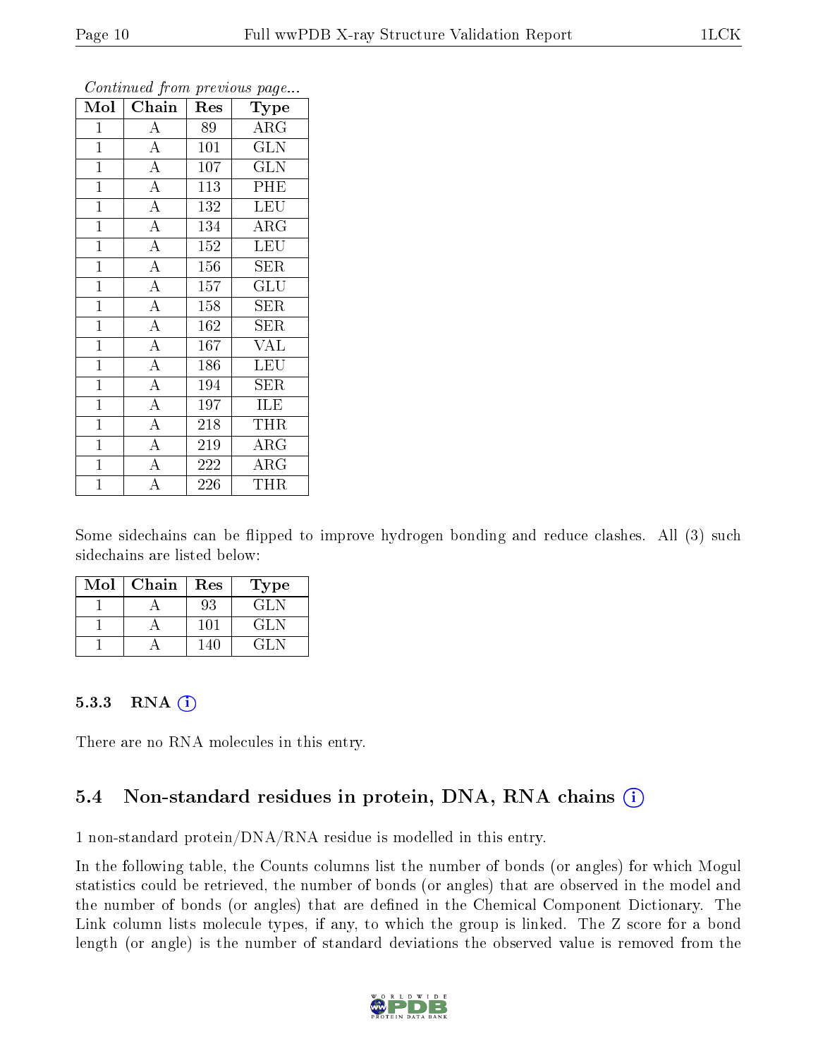*Continued from previous page...*

| Mol | Chain | Res | Type |
|---|---|---|---|
| 1 | A | 89 | ARG |
| 1 | A | 101 | GLN |
| 1 | A | 107 | GLN |
| 1 | A | 113 | PHE |
| 1 | A | 132 | LEU |
| 1 | A | 134 | ARG |
| 1 | A | 152 | LEU |
| 1 | A | 156 | SER |
| 1 | A | 157 | GLU |
| 1 | A | 158 | SER |
| 1 | A | 162 | SER |
| 1 | A | 167 | VAL |
| 1 | A | 186 | LEU |
| 1 | A | 194 | SER |
| 1 | A | 197 | ILE |
| 1 | A | 218 | THR |
| 1 | A | 219 | ARG |
| 1 | A | 222 | ARG |
| 1 | A | 226 | THR |

Some sidechains can be flipped to improve hydrogen bonding and reduce clashes. All (3) such sidechains are listed below:

| Mol | Chain | Res | Type |
|---|---|---|---|
| 1 | A | 93 | GLN |
| 1 | A | 101 | GLN |
| 1 | A | 140 | GLN |

### 5.3.3 RNA

There are no RNA molecules in this entry.

## 5.4 Non-standard residues in protein, DNA, RNA chains

1 non-standard protein/DNA/RNA residue is modelled in this entry.

In the following table, the Counts columns list the number of bonds (or angles) for which Mogul statistics could be retrieved, the number of bonds (or angles) that are observed in the model and the number of bonds (or angles) that are defined in the Chemical Component Dictionary. The Link column lists molecule types, if any, to which the group is linked. The Z score for a bond length (or angle) is the number of standard deviations the observed value is removed from the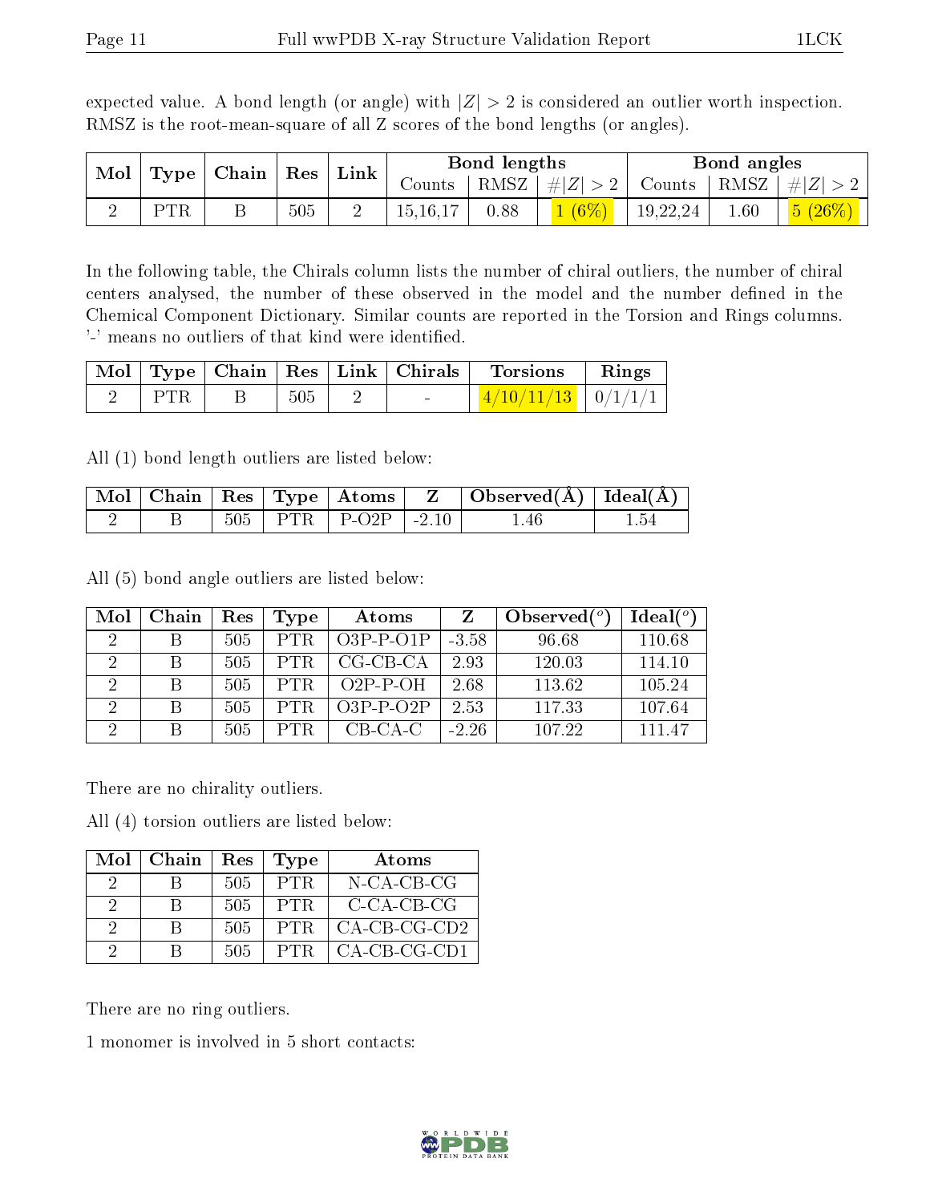expected value. A bond length (or angle) with $|Z| > 2$ is considered an outlier worth inspection. RMSZ is the root-mean-square of all Z scores of the bond lengths (or angles).

| Mol | Type | Chain | Res | Link | Bond lengths | | | Bond angles | | |
|---|---|---|---|---|---|---|---|---|---|---|
| | | | | | Counts | RMSZ | $\#\|Z\| > 2$ | Counts | RMSZ | $\#\|Z\| > 2$ |
| 2 | PTR | B | 505 | 2 | 15,16,17 | 0.88 | 1 (6%) | 19,22,24 | 1.60 | 5 (26%) |

In the following table, the Chirals column lists the number of chiral outliers, the number of chiral centers analysed, the number of these observed in the model and the number defined in the Chemical Component Dictionary. Similar counts are reported in the Torsion and Rings columns. '-' means no outliers of that kind were identified.

| Mol | Type | Chain | Res | Link | Chirals | Torsions | Rings |
|---|---|---|---|---|---|---|---|
| 2 | PTR | B | 505 | 2 | - | 4/10/11/13 | 0/1/1/1 |

All (1) bond length outliers are listed below:

| Mol | Chain | Res | Type | Atoms | Z | Observed(Å) | Ideal(Å) |
|---|---|---|---|---|---|---|---|
| 2 | B | 505 | PTR | P-O2P | -2.10 | 1.46 | 1.54 |

All (5) bond angle outliers are listed below:

| Mol | Chain | Res | Type | Atoms | Z | Observed($^o$) | Ideal($^o$) |
|---|---|---|---|---|---|---|---|
| 2 | B | 505 | PTR | O3P-P-O1P | -3.58 | 96.68 | 110.68 |
| 2 | B | 505 | PTR | CG-CB-CA | 2.93 | 120.03 | 114.10 |
| 2 | B | 505 | PTR | O2P-P-OH | 2.68 | 113.62 | 105.24 |
| 2 | B | 505 | PTR | O3P-P-O2P | 2.53 | 117.33 | 107.64 |
| 2 | B | 505 | PTR | CB-CA-C | -2.26 | 107.22 | 111.47 |

There are no chirality outliers.

All (4) torsion outliers are listed below:

| Mol | Chain | Res | Type | Atoms |
|---|---|---|---|---|
| 2 | B | 505 | PTR | N-CA-CB-CG |
| 2 | B | 505 | PTR | C-CA-CB-CG |
| 2 | B | 505 | PTR | CA-CB-CG-CD2 |
| 2 | B | 505 | PTR | CA-CB-CG-CD1 |

There are no ring outliers.

1 monomer is involved in 5 short contacts: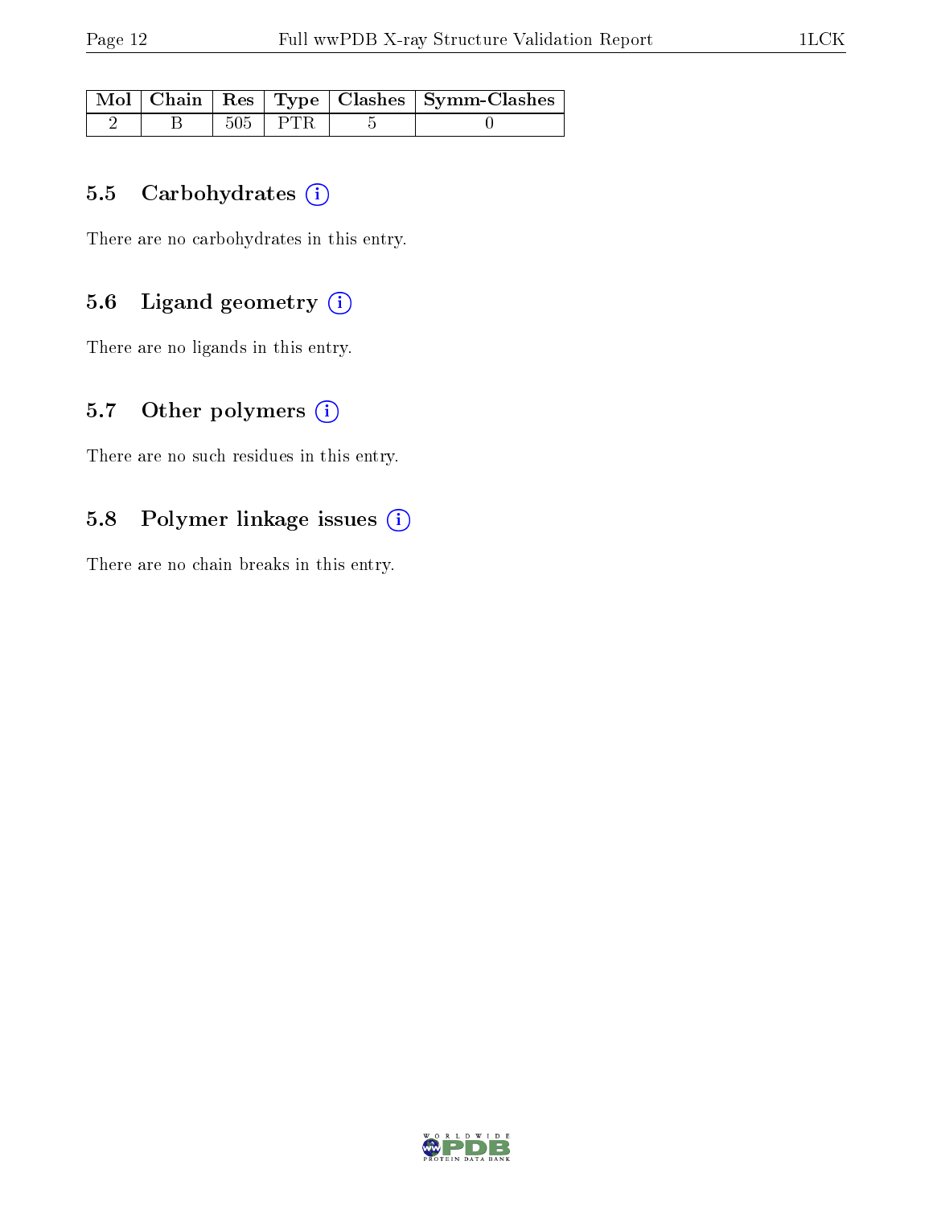| Mol | Chain | Res | Type | Clashes | Symm-Clashes |
|---|---|---|---|---|---|
| 2 | B | 505 | PTR | 5 | 0 |

### 5.5 Carbohydrates (i)

There are no carbohydrates in this entry.

### 5.6 Ligand geometry (i)

There are no ligands in this entry.

### 5.7 Other polymers (i)

There are no such residues in this entry.

### 5.8 Polymer linkage issues (i)

There are no chain breaks in this entry.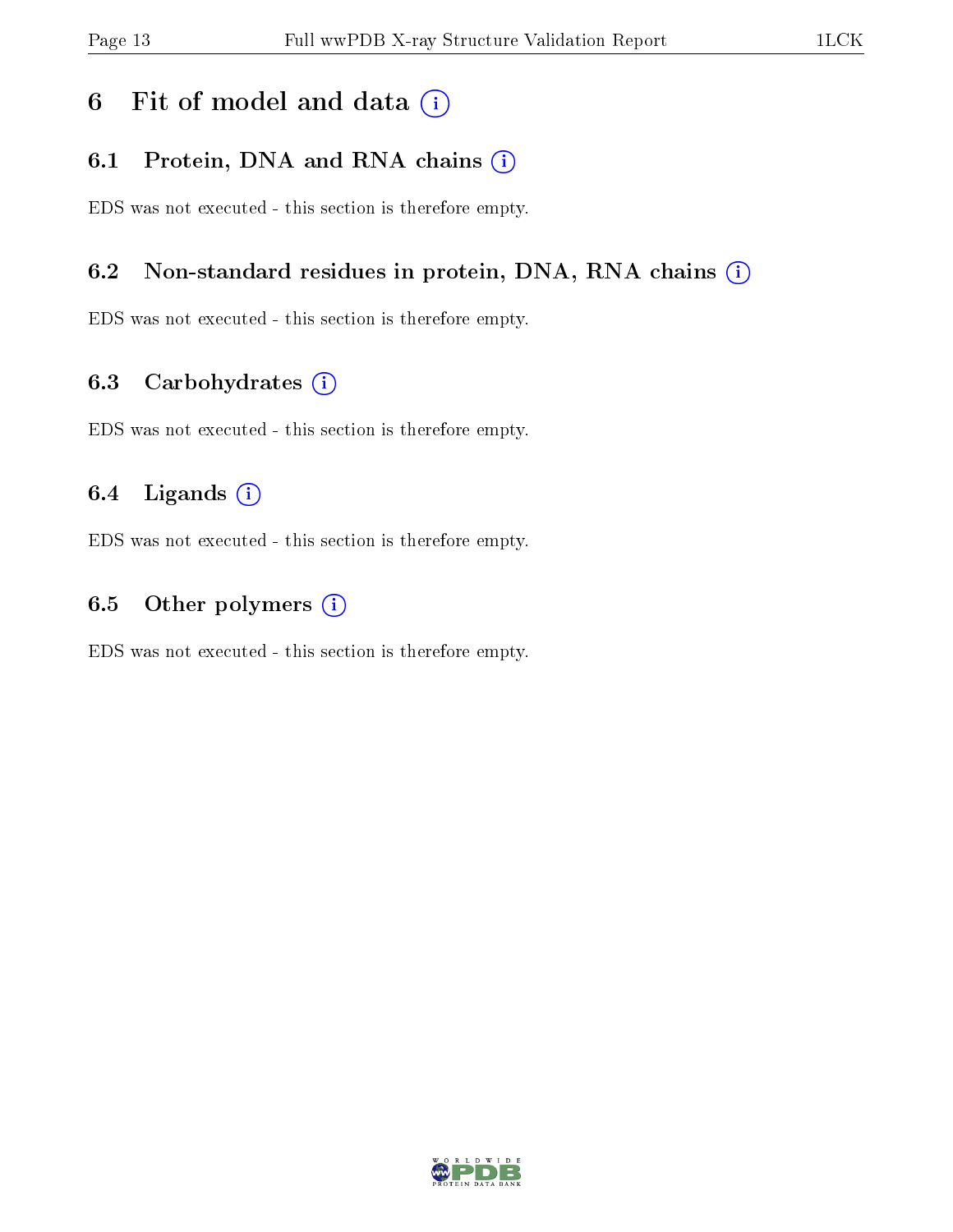# 6 Fit of model and data

## 6.1 Protein, DNA and RNA chains

EDS was not executed - this section is therefore empty.

## 6.2 Non-standard residues in protein, DNA, RNA chains

EDS was not executed - this section is therefore empty.

## 6.3 Carbohydrates

EDS was not executed - this section is therefore empty.

## 6.4 Ligands

EDS was not executed - this section is therefore empty.

## 6.5 Other polymers

EDS was not executed - this section is therefore empty.